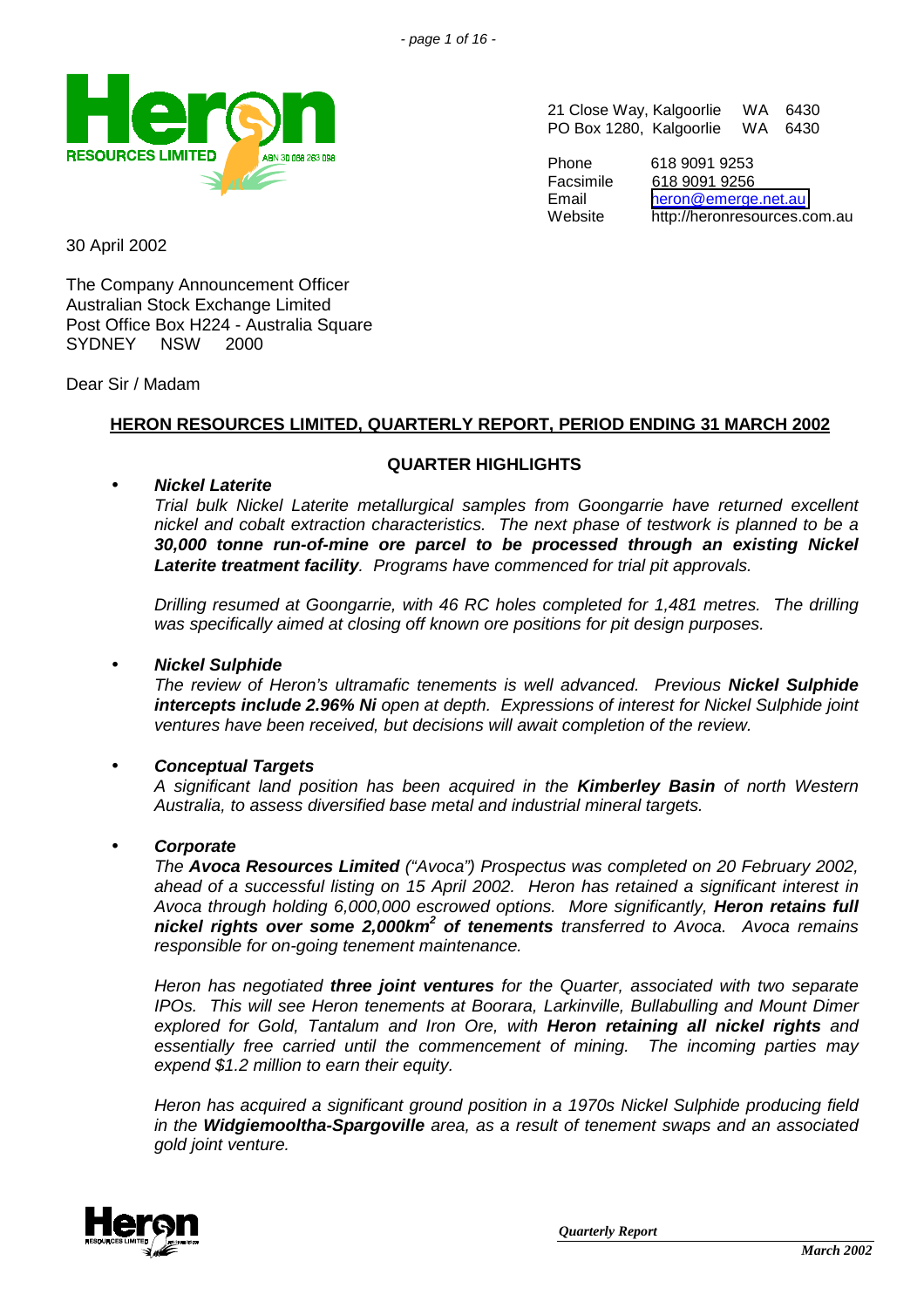Heron Resources Limited ABN 30 068 263 098

21 Close Way, Kalgoorlie WA 6430
PO Box 1280, Kalgoorlie WA 6430

Phone 618 9091 9253
Facsimile 618 9091 9256
Email heron@emerge.net.au
Website http://heronresources.com.au

30 April 2002

The Company Announcement Officer
Australian Stock Exchange Limited
Post Office Box H224 - Australia Square
SYDNEY NSW 2000

Dear Sir / Madam

## HERON RESOURCES LIMITED, QUARTERLY REPORT, PERIOD ENDING 31 MARCH 2002

### QUARTER HIGHLIGHTS

- ***Nickel Laterite***

  *Trial bulk Nickel Laterite metallurgical samples from Goongarrie have returned excellent nickel and cobalt extraction characteristics. The next phase of testwork is planned to be a **30,000 tonne run-of-mine ore parcel to be processed through an existing Nickel Laterite treatment facility**. Programs have commenced for trial pit approvals.*

  *Drilling resumed at Goongarrie, with 46 RC holes completed for 1,481 metres. The drilling was specifically aimed at closing off known ore positions for pit design purposes.*

- ***Nickel Sulphide***

  *The review of Heron's ultramafic tenements is well advanced. Previous **Nickel Sulphide intercepts include 2.96% Ni** open at depth. Expressions of interest for Nickel Sulphide joint ventures have been received, but decisions will await completion of the review.*

- ***Conceptual Targets***

  *A significant land position has been acquired in the **Kimberley Basin** of north Western Australia, to assess diversified base metal and industrial mineral targets.*

- ***Corporate***

  *The **Avoca Resources Limited** ("Avoca") Prospectus was completed on 20 February 2002, ahead of a successful listing on 15 April 2002. Heron has retained a significant interest in Avoca through holding 6,000,000 escrowed options. More significantly, **Heron retains full nickel rights over some 2,000km$^2$ of tenements** transferred to Avoca. Avoca remains responsible for on-going tenement maintenance.*

  *Heron has negotiated **three joint ventures** for the Quarter, associated with two separate IPOs. This will see Heron tenements at Boorara, Larkinville, Bullabulling and Mount Dimer explored for Gold, Tantalum and Iron Ore, with **Heron retaining all nickel rights** and essentially free carried until the commencement of mining. The incoming parties may expend $1.2 million to earn their equity.*

  *Heron has acquired a significant ground position in a 1970s Nickel Sulphide producing field in the **Widgiemooltha-Spargoville** area, as a result of tenement swaps and an associated gold joint venture.*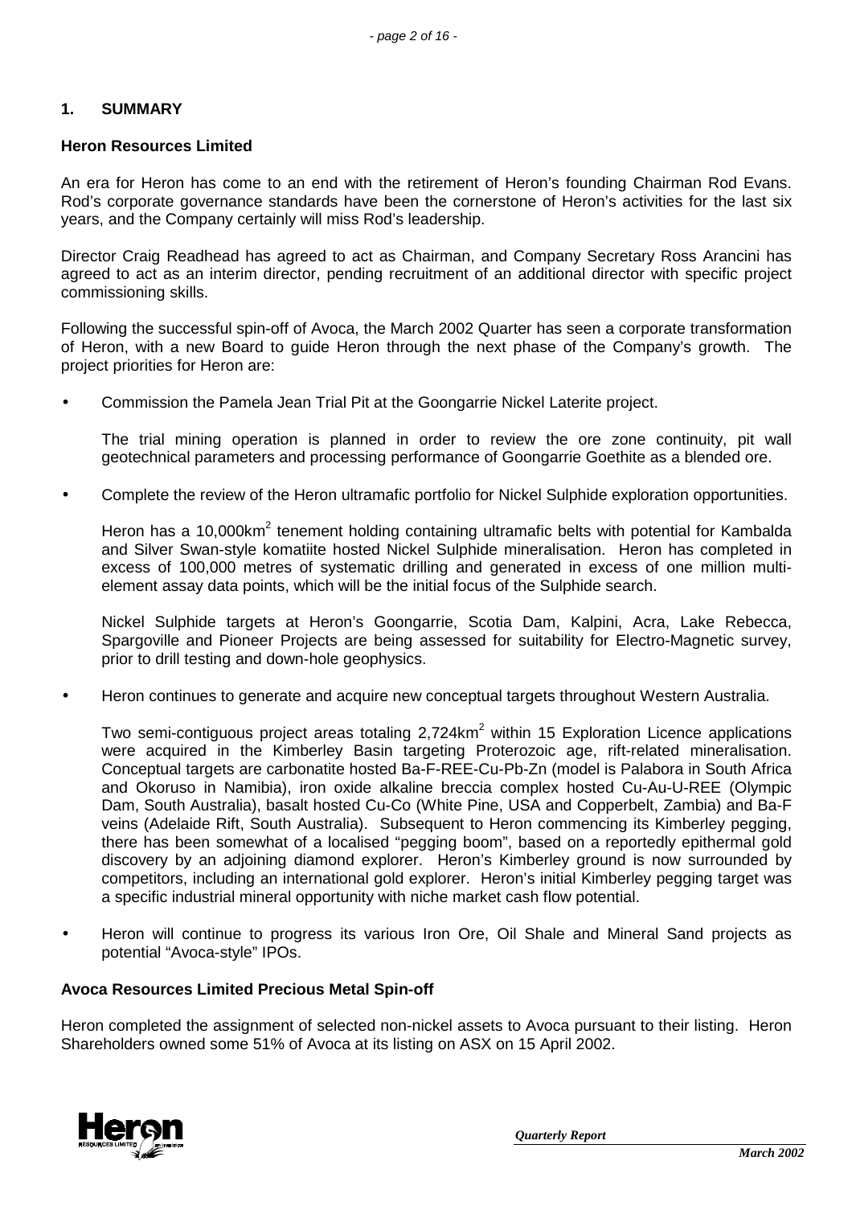## 1. SUMMARY

### Heron Resources Limited

An era for Heron has come to an end with the retirement of Heron's founding Chairman Rod Evans. Rod's corporate governance standards have been the cornerstone of Heron's activities for the last six years, and the Company certainly will miss Rod's leadership.

Director Craig Readhead has agreed to act as Chairman, and Company Secretary Ross Arancini has agreed to act as an interim director, pending recruitment of an additional director with specific project commissioning skills.

Following the successful spin-off of Avoca, the March 2002 Quarter has seen a corporate transformation of Heron, with a new Board to guide Heron through the next phase of the Company's growth. The project priorities for Heron are:

- Commission the Pamela Jean Trial Pit at the Goongarrie Nickel Laterite project.

  The trial mining operation is planned in order to review the ore zone continuity, pit wall geotechnical parameters and processing performance of Goongarrie Goethite as a blended ore.

- Complete the review of the Heron ultramafic portfolio for Nickel Sulphide exploration opportunities.

  Heron has a 10,000km$^2$ tenement holding containing ultramafic belts with potential for Kambalda and Silver Swan-style komatiite hosted Nickel Sulphide mineralisation. Heron has completed in excess of 100,000 metres of systematic drilling and generated in excess of one million multi-element assay data points, which will be the initial focus of the Sulphide search.

  Nickel Sulphide targets at Heron's Goongarrie, Scotia Dam, Kalpini, Acra, Lake Rebecca, Spargoville and Pioneer Projects are being assessed for suitability for Electro-Magnetic survey, prior to drill testing and down-hole geophysics.

- Heron continues to generate and acquire new conceptual targets throughout Western Australia.

  Two semi-contiguous project areas totaling 2,724km$^2$ within 15 Exploration Licence applications were acquired in the Kimberley Basin targeting Proterozoic age, rift-related mineralisation. Conceptual targets are carbonatite hosted Ba-F-REE-Cu-Pb-Zn (model is Palabora in South Africa and Okoruso in Namibia), iron oxide alkaline breccia complex hosted Cu-Au-U-REE (Olympic Dam, South Australia), basalt hosted Cu-Co (White Pine, USA and Copperbelt, Zambia) and Ba-F veins (Adelaide Rift, South Australia). Subsequent to Heron commencing its Kimberley pegging, there has been somewhat of a localised "pegging boom", based on a reportedly epithermal gold discovery by an adjoining diamond explorer. Heron's Kimberley ground is now surrounded by competitors, including an international gold explorer. Heron's initial Kimberley pegging target was a specific industrial mineral opportunity with niche market cash flow potential.

- Heron will continue to progress its various Iron Ore, Oil Shale and Mineral Sand projects as potential "Avoca-style" IPOs.

### Avoca Resources Limited Precious Metal Spin-off

Heron completed the assignment of selected non-nickel assets to Avoca pursuant to their listing. Heron Shareholders owned some 51% of Avoca at its listing on ASX on 15 April 2002.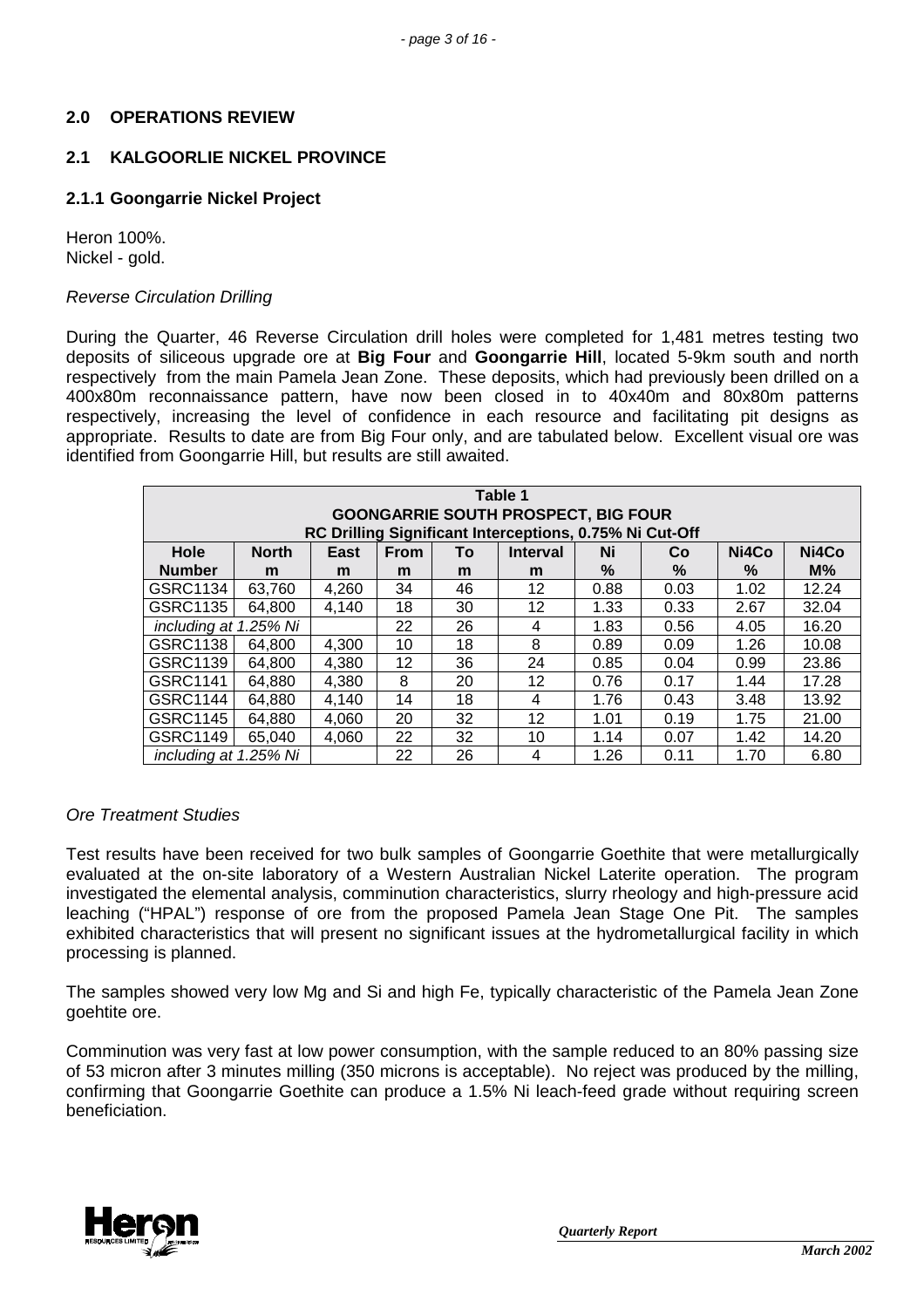## 2.0 OPERATIONS REVIEW

### 2.1 KALGOORLIE NICKEL PROVINCE

#### 2.1.1 Goongarrie Nickel Project

Heron 100%.
Nickel - gold.

*Reverse Circulation Drilling*

During the Quarter, 46 Reverse Circulation drill holes were completed for 1,481 metres testing two deposits of siliceous upgrade ore at **Big Four** and **Goongarrie Hill**, located 5-9km south and north respectively from the main Pamela Jean Zone. These deposits, which had previously been drilled on a 400x80m reconnaissance pattern, have now been closed in to 40x40m and 80x80m patterns respectively, increasing the level of confidence in each resource and facilitating pit designs as appropriate. Results to date are from Big Four only, and are tabulated below. Excellent visual ore was identified from Goongarrie Hill, but results are still awaited.

**Table 1**
**GOONGARRIE SOUTH PROSPECT, BIG FOUR**
**RC Drilling Significant Interceptions, 0.75% Ni Cut-Off**

| Hole Number | North m | East m | From m | To m | Interval m | Ni % | Co % | Ni4Co % | Ni4Co M% |
|---|---|---|---|---|---|---|---|---|---|
| GSRC1134 | 63,760 | 4,260 | 34 | 46 | 12 | 0.88 | 0.03 | 1.02 | 12.24 |
| GSRC1135 | 64,800 | 4,140 | 18 | 30 | 12 | 1.33 | 0.33 | 2.67 | 32.04 |
| *including at 1.25% Ni* | | | 22 | 26 | 4 | 1.83 | 0.56 | 4.05 | 16.20 |
| GSRC1138 | 64,800 | 4,300 | 10 | 18 | 8 | 0.89 | 0.09 | 1.26 | 10.08 |
| GSRC1139 | 64,800 | 4,380 | 12 | 36 | 24 | 0.85 | 0.04 | 0.99 | 23.86 |
| GSRC1141 | 64,880 | 4,380 | 8 | 20 | 12 | 0.76 | 0.17 | 1.44 | 17.28 |
| GSRC1144 | 64,880 | 4,140 | 14 | 18 | 4 | 1.76 | 0.43 | 3.48 | 13.92 |
| GSRC1145 | 64,880 | 4,060 | 20 | 32 | 12 | 1.01 | 0.19 | 1.75 | 21.00 |
| GSRC1149 | 65,040 | 4,060 | 22 | 32 | 10 | 1.14 | 0.07 | 1.42 | 14.20 |
| *including at 1.25% Ni* | | | 22 | 26 | 4 | 1.26 | 0.11 | 1.70 | 6.80 |

*Ore Treatment Studies*

Test results have been received for two bulk samples of Goongarrie Goethite that were metallurgically evaluated at the on-site laboratory of a Western Australian Nickel Laterite operation. The program investigated the elemental analysis, comminution characteristics, slurry rheology and high-pressure acid leaching ("HPAL") response of ore from the proposed Pamela Jean Stage One Pit. The samples exhibited characteristics that will present no significant issues at the hydrometallurgical facility in which processing is planned.

The samples showed very low Mg and Si and high Fe, typically characteristic of the Pamela Jean Zone goehtite ore.

Comminution was very fast at low power consumption, with the sample reduced to an 80% passing size of 53 micron after 3 minutes milling (350 microns is acceptable). No reject was produced by the milling, confirming that Goongarrie Goethite can produce a 1.5% Ni leach-feed grade without requiring screen beneficiation.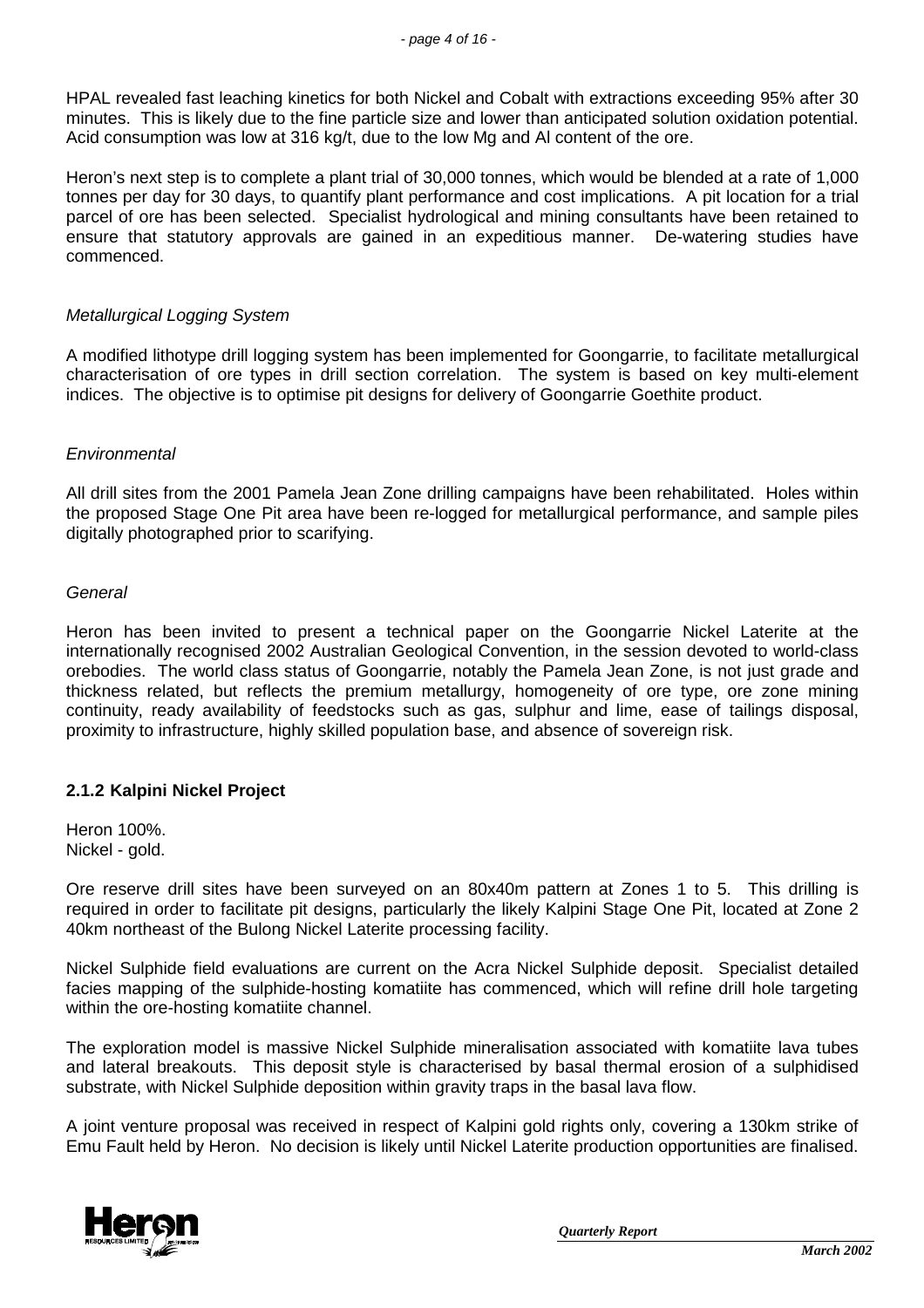HPAL revealed fast leaching kinetics for both Nickel and Cobalt with extractions exceeding 95% after 30 minutes. This is likely due to the fine particle size and lower than anticipated solution oxidation potential. Acid consumption was low at 316 kg/t, due to the low Mg and Al content of the ore.

Heron's next step is to complete a plant trial of 30,000 tonnes, which would be blended at a rate of 1,000 tonnes per day for 30 days, to quantify plant performance and cost implications. A pit location for a trial parcel of ore has been selected. Specialist hydrological and mining consultants have been retained to ensure that statutory approvals are gained in an expeditious manner. De-watering studies have commenced.

*Metallurgical Logging System*

A modified lithotype drill logging system has been implemented for Goongarrie, to facilitate metallurgical characterisation of ore types in drill section correlation. The system is based on key multi-element indices. The objective is to optimise pit designs for delivery of Goongarrie Goethite product.

*Environmental*

All drill sites from the 2001 Pamela Jean Zone drilling campaigns have been rehabilitated. Holes within the proposed Stage One Pit area have been re-logged for metallurgical performance, and sample piles digitally photographed prior to scarifying.

*General*

Heron has been invited to present a technical paper on the Goongarrie Nickel Laterite at the internationally recognised 2002 Australian Geological Convention, in the session devoted to world-class orebodies. The world class status of Goongarrie, notably the Pamela Jean Zone, is not just grade and thickness related, but reflects the premium metallurgy, homogeneity of ore type, ore zone mining continuity, ready availability of feedstocks such as gas, sulphur and lime, ease of tailings disposal, proximity to infrastructure, highly skilled population base, and absence of sovereign risk.

### 2.1.2 Kalpini Nickel Project

Heron 100%.
Nickel - gold.

Ore reserve drill sites have been surveyed on an 80x40m pattern at Zones 1 to 5. This drilling is required in order to facilitate pit designs, particularly the likely Kalpini Stage One Pit, located at Zone 2 40km northeast of the Bulong Nickel Laterite processing facility.

Nickel Sulphide field evaluations are current on the Acra Nickel Sulphide deposit. Specialist detailed facies mapping of the sulphide-hosting komatiite has commenced, which will refine drill hole targeting within the ore-hosting komatiite channel.

The exploration model is massive Nickel Sulphide mineralisation associated with komatiite lava tubes and lateral breakouts. This deposit style is characterised by basal thermal erosion of a sulphidised substrate, with Nickel Sulphide deposition within gravity traps in the basal lava flow.

A joint venture proposal was received in respect of Kalpini gold rights only, covering a 130km strike of Emu Fault held by Heron. No decision is likely until Nickel Laterite production opportunities are finalised.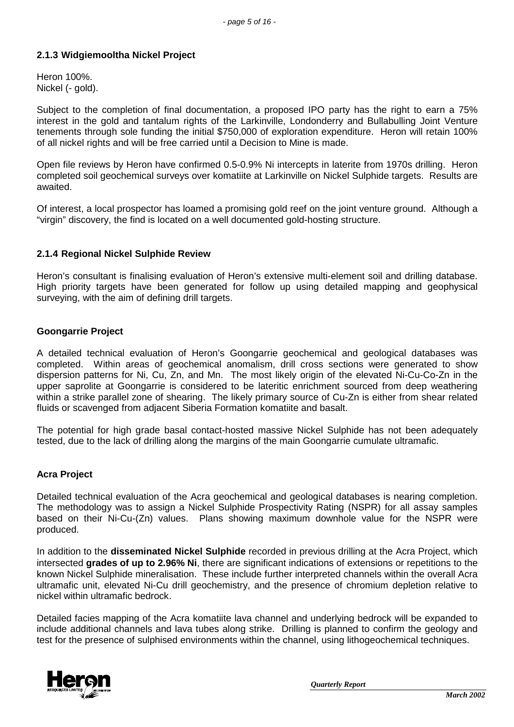### 2.1.3 Widgiemooltha Nickel Project

Heron 100%.
Nickel (- gold).

Subject to the completion of final documentation, a proposed IPO party has the right to earn a 75% interest in the gold and tantalum rights of the Larkinville, Londonderry and Bullabulling Joint Venture tenements through sole funding the initial $750,000 of exploration expenditure. Heron will retain 100% of all nickel rights and will be free carried until a Decision to Mine is made.

Open file reviews by Heron have confirmed 0.5-0.9% Ni intercepts in laterite from 1970s drilling. Heron completed soil geochemical surveys over komatiite at Larkinville on Nickel Sulphide targets. Results are awaited.

Of interest, a local prospector has loamed a promising gold reef on the joint venture ground. Although a "virgin" discovery, the find is located on a well documented gold-hosting structure.

### 2.1.4 Regional Nickel Sulphide Review

Heron's consultant is finalising evaluation of Heron's extensive multi-element soil and drilling database. High priority targets have been generated for follow up using detailed mapping and geophysical surveying, with the aim of defining drill targets.

#### Goongarrie Project

A detailed technical evaluation of Heron's Goongarrie geochemical and geological databases was completed. Within areas of geochemical anomalism, drill cross sections were generated to show dispersion patterns for Ni, Cu, Zn, and Mn. The most likely origin of the elevated Ni-Cu-Co-Zn in the upper saprolite at Goongarrie is considered to be lateritic enrichment sourced from deep weathering within a strike parallel zone of shearing. The likely primary source of Cu-Zn is either from shear related fluids or scavenged from adjacent Siberia Formation komatiite and basalt.

The potential for high grade basal contact-hosted massive Nickel Sulphide has not been adequately tested, due to the lack of drilling along the margins of the main Goongarrie cumulate ultramafic.

#### Acra Project

Detailed technical evaluation of the Acra geochemical and geological databases is nearing completion. The methodology was to assign a Nickel Sulphide Prospectivity Rating (NSPR) for all assay samples based on their Ni-Cu-(Zn) values. Plans showing maximum downhole value for the NSPR were produced.

In addition to the **disseminated Nickel Sulphide** recorded in previous drilling at the Acra Project, which intersected **grades of up to 2.96% Ni**, there are significant indications of extensions or repetitions to the known Nickel Sulphide mineralisation. These include further interpreted channels within the overall Acra ultramafic unit, elevated Ni-Cu drill geochemistry, and the presence of chromium depletion relative to nickel within ultramafic bedrock.

Detailed facies mapping of the Acra komatiite lava channel and underlying bedrock will be expanded to include additional channels and lava tubes along strike. Drilling is planned to confirm the geology and test for the presence of sulphised environments within the channel, using lithogeochemical techniques.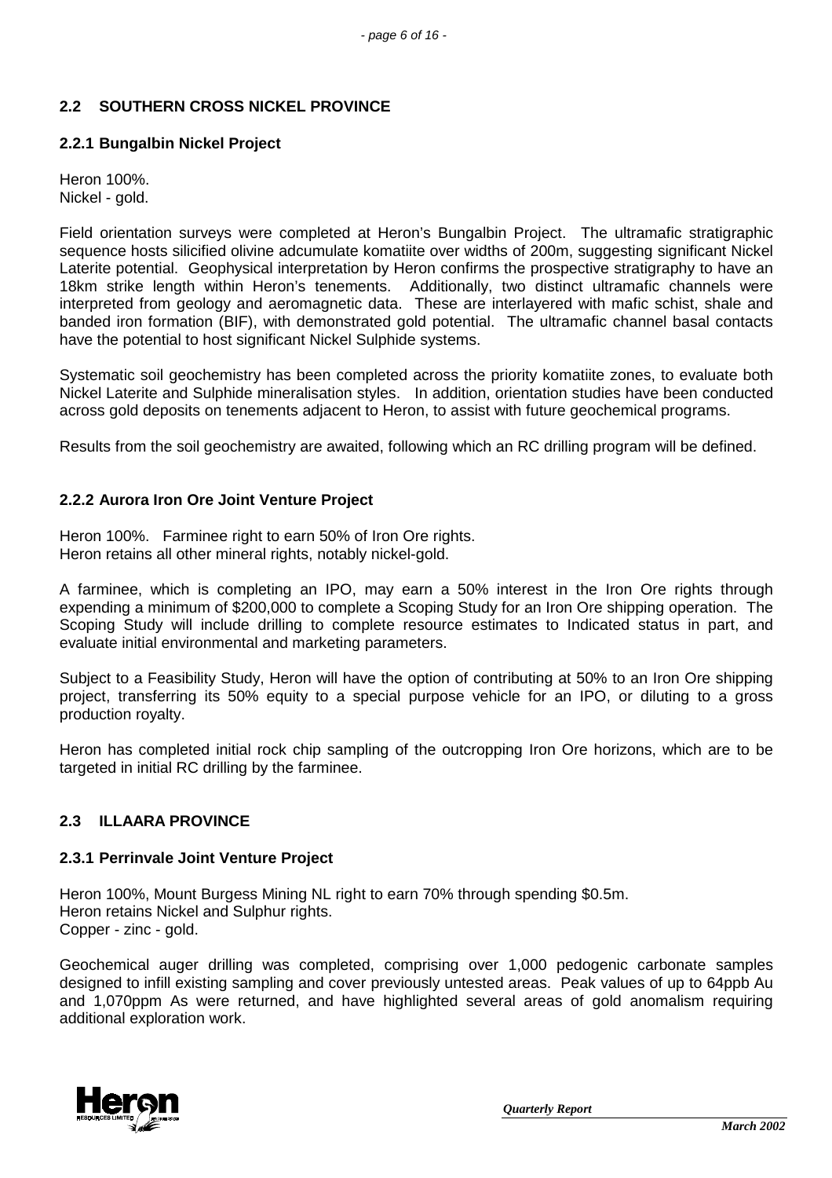## 2.2 SOUTHERN CROSS NICKEL PROVINCE

### 2.2.1 Bungalbin Nickel Project

Heron 100%.
Nickel - gold.

Field orientation surveys were completed at Heron's Bungalbin Project. The ultramafic stratigraphic sequence hosts silicified olivine adcumulate komatiite over widths of 200m, suggesting significant Nickel Laterite potential. Geophysical interpretation by Heron confirms the prospective stratigraphy to have an 18km strike length within Heron's tenements. Additionally, two distinct ultramafic channels were interpreted from geology and aeromagnetic data. These are interlayered with mafic schist, shale and banded iron formation (BIF), with demonstrated gold potential. The ultramafic channel basal contacts have the potential to host significant Nickel Sulphide systems.

Systematic soil geochemistry has been completed across the priority komatiite zones, to evaluate both Nickel Laterite and Sulphide mineralisation styles. In addition, orientation studies have been conducted across gold deposits on tenements adjacent to Heron, to assist with future geochemical programs.

Results from the soil geochemistry are awaited, following which an RC drilling program will be defined.

### 2.2.2 Aurora Iron Ore Joint Venture Project

Heron 100%. Farminee right to earn 50% of Iron Ore rights.
Heron retains all other mineral rights, notably nickel-gold.

A farminee, which is completing an IPO, may earn a 50% interest in the Iron Ore rights through expending a minimum of $200,000 to complete a Scoping Study for an Iron Ore shipping operation. The Scoping Study will include drilling to complete resource estimates to Indicated status in part, and evaluate initial environmental and marketing parameters.

Subject to a Feasibility Study, Heron will have the option of contributing at 50% to an Iron Ore shipping project, transferring its 50% equity to a special purpose vehicle for an IPO, or diluting to a gross production royalty.

Heron has completed initial rock chip sampling of the outcropping Iron Ore horizons, which are to be targeted in initial RC drilling by the farminee.

## 2.3 ILLAARA PROVINCE

### 2.3.1 Perrinvale Joint Venture Project

Heron 100%, Mount Burgess Mining NL right to earn 70% through spending $0.5m.
Heron retains Nickel and Sulphur rights.
Copper - zinc - gold.

Geochemical auger drilling was completed, comprising over 1,000 pedogenic carbonate samples designed to infill existing sampling and cover previously untested areas. Peak values of up to 64ppb Au and 1,070ppm As were returned, and have highlighted several areas of gold anomalism requiring additional exploration work.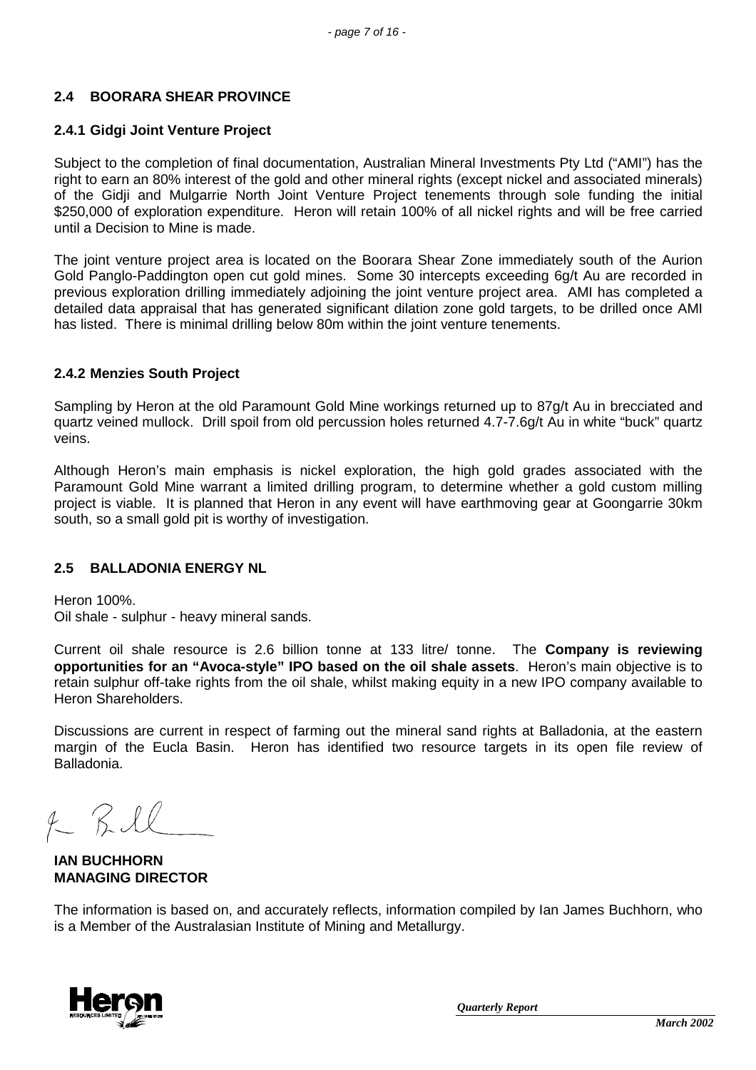## 2.4 BOORARA SHEAR PROVINCE

### 2.4.1 Gidgi Joint Venture Project

Subject to the completion of final documentation, Australian Mineral Investments Pty Ltd ("AMI") has the right to earn an 80% interest of the gold and other mineral rights (except nickel and associated minerals) of the Gidji and Mulgarrie North Joint Venture Project tenements through sole funding the initial $250,000 of exploration expenditure. Heron will retain 100% of all nickel rights and will be free carried until a Decision to Mine is made.

The joint venture project area is located on the Boorara Shear Zone immediately south of the Aurion Gold Panglo-Paddington open cut gold mines. Some 30 intercepts exceeding 6g/t Au are recorded in previous exploration drilling immediately adjoining the joint venture project area. AMI has completed a detailed data appraisal that has generated significant dilation zone gold targets, to be drilled once AMI has listed. There is minimal drilling below 80m within the joint venture tenements.

### 2.4.2 Menzies South Project

Sampling by Heron at the old Paramount Gold Mine workings returned up to 87g/t Au in brecciated and quartz veined mullock. Drill spoil from old percussion holes returned 4.7-7.6g/t Au in white "buck" quartz veins.

Although Heron's main emphasis is nickel exploration, the high gold grades associated with the Paramount Gold Mine warrant a limited drilling program, to determine whether a gold custom milling project is viable. It is planned that Heron in any event will have earthmoving gear at Goongarrie 30km south, so a small gold pit is worthy of investigation.

## 2.5 BALLADONIA ENERGY NL

Heron 100%.
Oil shale - sulphur - heavy mineral sands.

Current oil shale resource is 2.6 billion tonne at 133 litre/ tonne. The **Company is reviewing opportunities for an "Avoca-style" IPO based on the oil shale assets**. Heron's main objective is to retain sulphur off-take rights from the oil shale, whilst making equity in a new IPO company available to Heron Shareholders.

Discussions are current in respect of farming out the mineral sand rights at Balladonia, at the eastern margin of the Eucla Basin. Heron has identified two resource targets in its open file review of Balladonia.

**IAN BUCHHORN**
**MANAGING DIRECTOR**

The information is based on, and accurately reflects, information compiled by Ian James Buchhorn, who is a Member of the Australasian Institute of Mining and Metallurgy.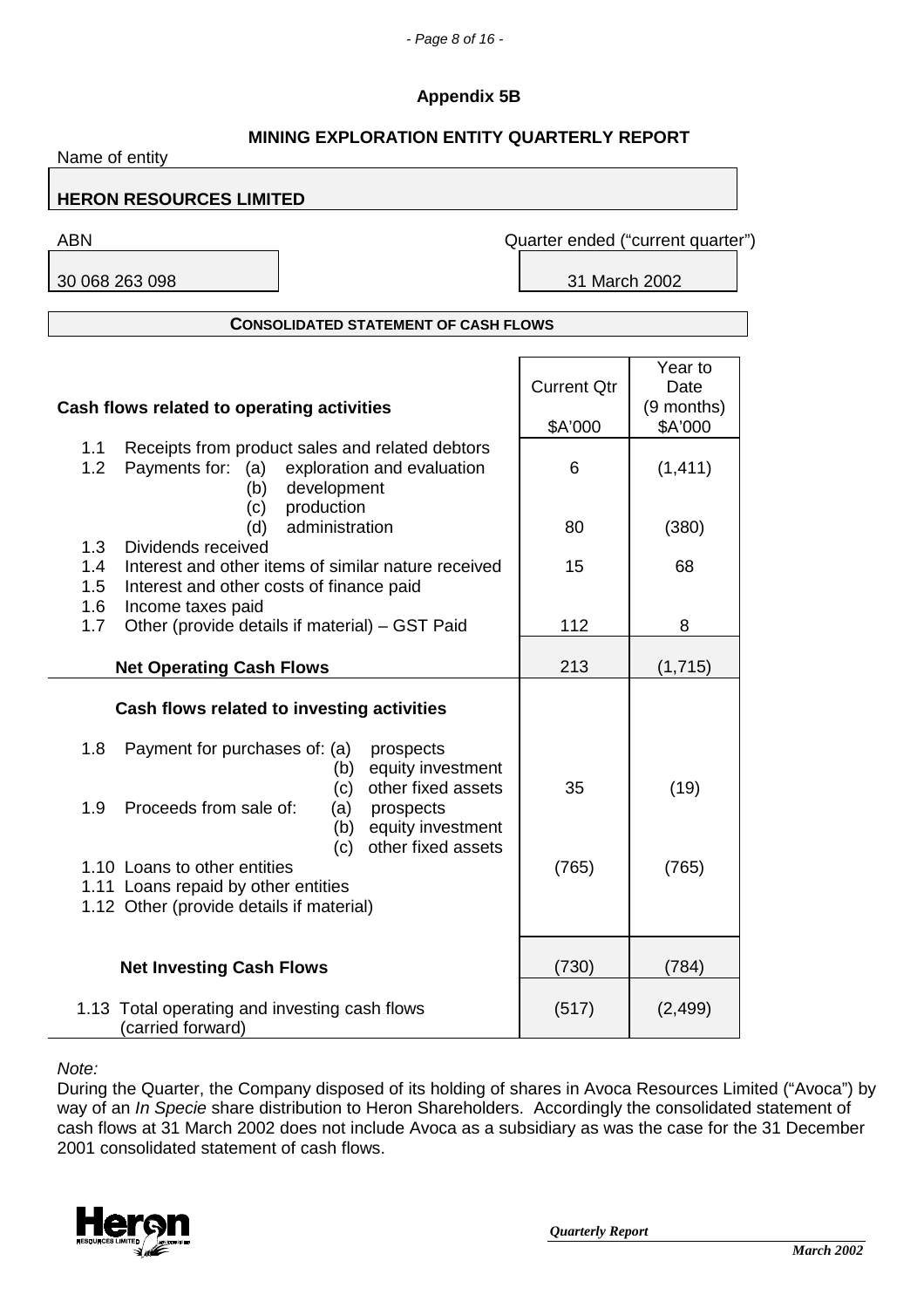## Appendix 5B

## MINING EXPLORATION ENTITY QUARTERLY REPORT

Name of entity

**HERON RESOURCES LIMITED**

| ABN | Quarter ended ("current quarter") |
|---|---|
| 30 068 263 098 | 31 March 2002 |

**CONSOLIDATED STATEMENT OF CASH FLOWS**

| Cash flows related to operating activities | Current Qtr<br>$A'000 | Year to Date (9 months)<br>$A'000 |
|---|---|---|
| 1.1 Receipts from product sales and related debtors | | |
| 1.2 Payments for: (a) exploration and evaluation | 6 | (1,411) |
| (b) development | | |
| (c) production | | |
| (d) administration | 80 | (380) |
| 1.3 Dividends received | | |
| 1.4 Interest and other items of similar nature received | 15 | 68 |
| 1.5 Interest and other costs of finance paid | | |
| 1.6 Income taxes paid | | |
| 1.7 Other (provide details if material) – GST Paid | 112 | 8 |
| **Net Operating Cash Flows** | 213 | (1,715) |
| **Cash flows related to investing activities** | | |
| 1.8 Payment for purchases of: (a) prospects | | |
| (b) equity investment | | |
| (c) other fixed assets | 35 | (19) |
| 1.9 Proceeds from sale of: (a) prospects | | |
| (b) equity investment | | |
| (c) other fixed assets | | |
| 1.10 Loans to other entities | (765) | (765) |
| 1.11 Loans repaid by other entities | | |
| 1.12 Other (provide details if material) | | |
| **Net Investing Cash Flows** | (730) | (784) |
| 1.13 Total operating and investing cash flows (carried forward) | (517) | (2,499) |

*Note:*

During the Quarter, the Company disposed of its holding of shares in Avoca Resources Limited ("Avoca") by way of an *In Specie* share distribution to Heron Shareholders. Accordingly the consolidated statement of cash flows at 31 March 2002 does not include Avoca as a subsidiary as was the case for the 31 December 2001 consolidated statement of cash flows.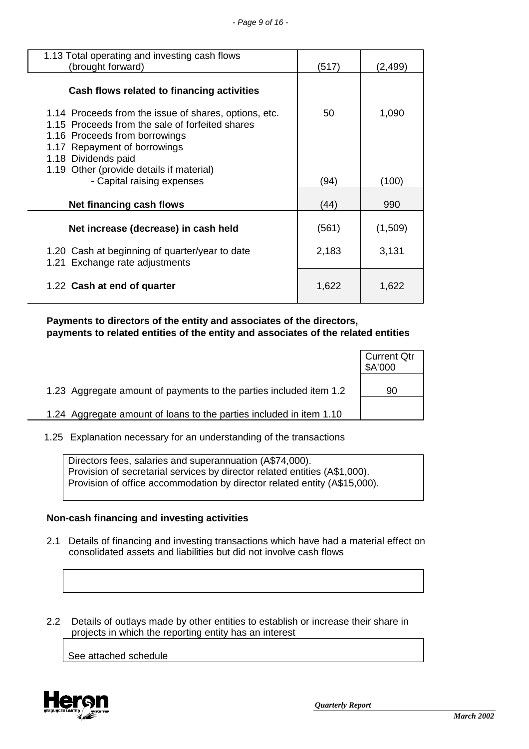| | | |
|---|---|---|
| 1.13 Total operating and investing cash flows (brought forward) | (517) | (2,499) |
| **Cash flows related to financing activities** | | |
| 1.14 Proceeds from the issue of shares, options, etc. | 50 | 1,090 |
| 1.15 Proceeds from the sale of forfeited shares | | |
| 1.16 Proceeds from borrowings | | |
| 1.17 Repayment of borrowings | | |
| 1.18 Dividends paid | | |
| 1.19 Other (provide details if material) | | |
| - Capital raising expenses | (94) | (100) |
| **Net financing cash flows** | (44) | 990 |
| **Net increase (decrease) in cash held** | (561) | (1,509) |
| 1.20 Cash at beginning of quarter/year to date | 2,183 | 3,131 |
| 1.21 Exchange rate adjustments | | |
| 1.22 **Cash at end of quarter** | 1,622 | 1,622 |

**Payments to directors of the entity and associates of the directors, payments to related entities of the entity and associates of the related entities**

| | Current Qtr $A'000 |
|---|---|
| 1.23 Aggregate amount of payments to the parties included item 1.2 | 90 |
| 1.24 Aggregate amount of loans to the parties included in item 1.10 | |

1.25 Explanation necessary for an understanding of the transactions

Directors fees, salaries and superannuation (A$74,000).
Provision of secretarial services by director related entities (A$1,000).
Provision of office accommodation by director related entity (A$15,000).

**Non-cash financing and investing activities**

2.1 Details of financing and investing transactions which have had a material effect on consolidated assets and liabilities but did not involve cash flows

2.2 Details of outlays made by other entities to establish or increase their share in projects in which the reporting entity has an interest

See attached schedule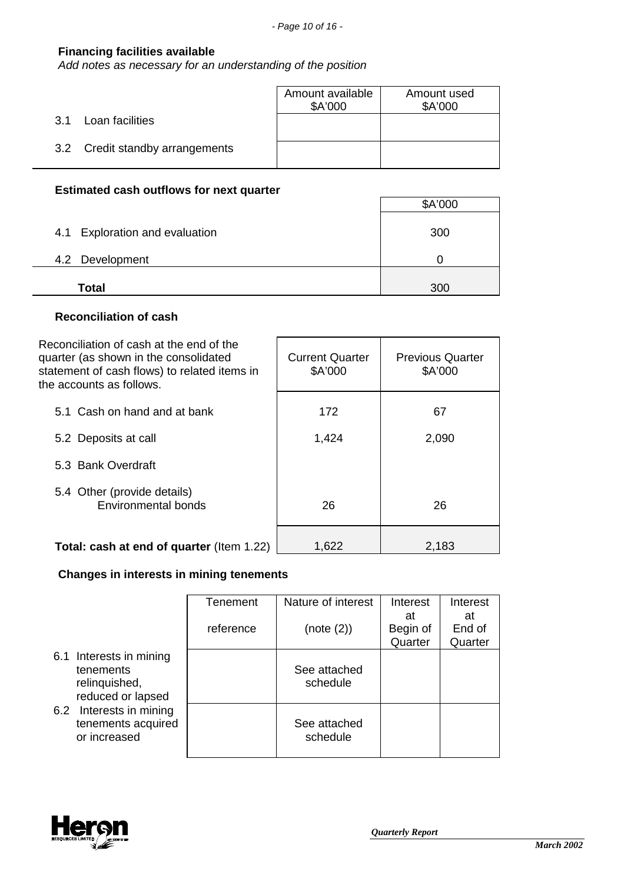### Financing facilities available

*Add notes as necessary for an understanding of the position*

| | Amount available $A'000 | Amount used $A'000 |
|---|---|---|
| 3.1 Loan facilities | | |
| 3.2 Credit standby arrangements | | |

### Estimated cash outflows for next quarter

| | $A'000 |
|---|---|
| 4.1 Exploration and evaluation | 300 |
| 4.2 Development | 0 |
| **Total** | 300 |

### Reconciliation of cash

| Reconciliation of cash at the end of the quarter (as shown in the consolidated statement of cash flows) to related items in the accounts as follows. | Current Quarter $A'000 | Previous Quarter $A'000 |
|---|---|---|
| 5.1 Cash on hand and at bank | 172 | 67 |
| 5.2 Deposits at call | 1,424 | 2,090 |
| 5.3 Bank Overdraft | | |
| 5.4 Other (provide details) Environmental bonds | 26 | 26 |
| **Total: cash at end of quarter** (Item 1.22) | 1,622 | 2,183 |

### Changes in interests in mining tenements

| | Tenement reference | Nature of interest (note (2)) | Interest at Begin of Quarter | Interest at End of Quarter |
|---|---|---|---|---|
| 6.1 Interests in mining tenements relinquished, reduced or lapsed | | See attached schedule | | |
| 6.2 Interests in mining tenements acquired or increased | | See attached schedule | | |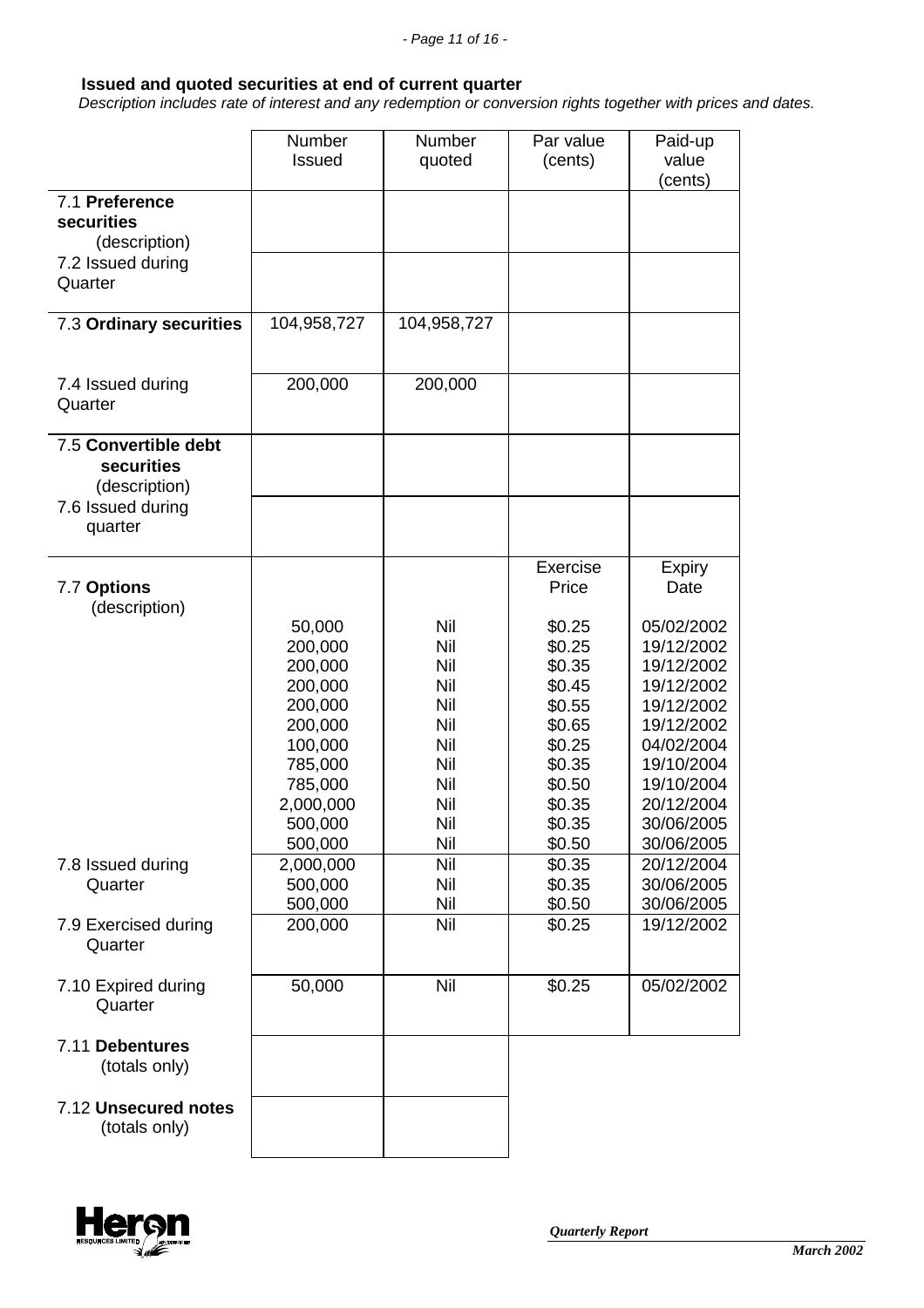**Issued and quoted securities at end of current quarter**

*Description includes rate of interest and any redemption or conversion rights together with prices and dates.*

| | Number Issued | Number quoted | Par value (cents) | Paid-up value (cents) |
|---|---|---|---|---|
| 7.1 **Preference securities** (description) | | | | |
| 7.2 Issued during Quarter | | | | |
| 7.3 **Ordinary securities** | 104,958,727 | 104,958,727 | | |
| 7.4 Issued during Quarter | 200,000 | 200,000 | | |
| 7.5 **Convertible debt securities** (description) | | | | |
| 7.6 Issued during quarter | | | | |
| | | | Exercise Price | Expiry Date |
| 7.7 **Options** (description) | 50,000 | Nil | $0.25 | 05/02/2002 |
| | 200,000 | Nil | $0.25 | 19/12/2002 |
| | 200,000 | Nil | $0.35 | 19/12/2002 |
| | 200,000 | Nil | $0.45 | 19/12/2002 |
| | 200,000 | Nil | $0.55 | 19/12/2002 |
| | 200,000 | Nil | $0.65 | 19/12/2002 |
| | 100,000 | Nil | $0.25 | 04/02/2004 |
| | 785,000 | Nil | $0.35 | 19/10/2004 |
| | 785,000 | Nil | $0.50 | 19/10/2004 |
| | 2,000,000 | Nil | $0.35 | 20/12/2004 |
| | 500,000 | Nil | $0.35 | 30/06/2005 |
| | 500,000 | Nil | $0.50 | 30/06/2005 |
| 7.8 Issued during Quarter | 2,000,000 | Nil | $0.35 | 20/12/2004 |
| | 500,000 | Nil | $0.35 | 30/06/2005 |
| | 500,000 | Nil | $0.50 | 30/06/2005 |
| 7.9 Exercised during Quarter | 200,000 | Nil | $0.25 | 19/12/2002 |
| 7.10 Expired during Quarter | 50,000 | Nil | $0.25 | 05/02/2002 |
| 7.11 **Debentures** (totals only) | | | | |
| 7.12 **Unsecured notes** (totals only) | | | | |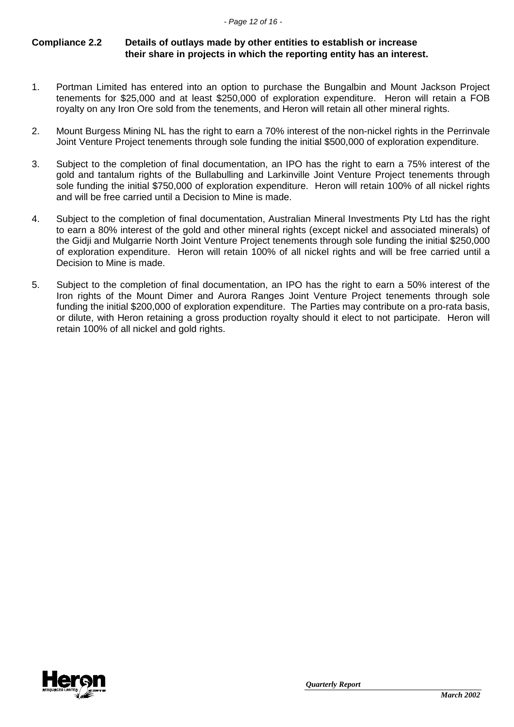**Compliance 2.2 Details of outlays made by other entities to establish or increase their share in projects in which the reporting entity has an interest.**

1. Portman Limited has entered into an option to purchase the Bungalbin and Mount Jackson Project tenements for \$25,000 and at least \$250,000 of exploration expenditure. Heron will retain a FOB royalty on any Iron Ore sold from the tenements, and Heron will retain all other mineral rights.

2. Mount Burgess Mining NL has the right to earn a 70% interest of the non-nickel rights in the Perrinvale Joint Venture Project tenements through sole funding the initial \$500,000 of exploration expenditure.

3. Subject to the completion of final documentation, an IPO has the right to earn a 75% interest of the gold and tantalum rights of the Bullabulling and Larkinville Joint Venture Project tenements through sole funding the initial \$750,000 of exploration expenditure. Heron will retain 100% of all nickel rights and will be free carried until a Decision to Mine is made.

4. Subject to the completion of final documentation, Australian Mineral Investments Pty Ltd has the right to earn a 80% interest of the gold and other mineral rights (except nickel and associated minerals) of the Gidji and Mulgarrie North Joint Venture Project tenements through sole funding the initial \$250,000 of exploration expenditure. Heron will retain 100% of all nickel rights and will be free carried until a Decision to Mine is made.

5. Subject to the completion of final documentation, an IPO has the right to earn a 50% interest of the Iron rights of the Mount Dimer and Aurora Ranges Joint Venture Project tenements through sole funding the initial \$200,000 of exploration expenditure. The Parties may contribute on a pro-rata basis, or dilute, with Heron retaining a gross production royalty should it elect to not participate. Heron will retain 100% of all nickel and gold rights.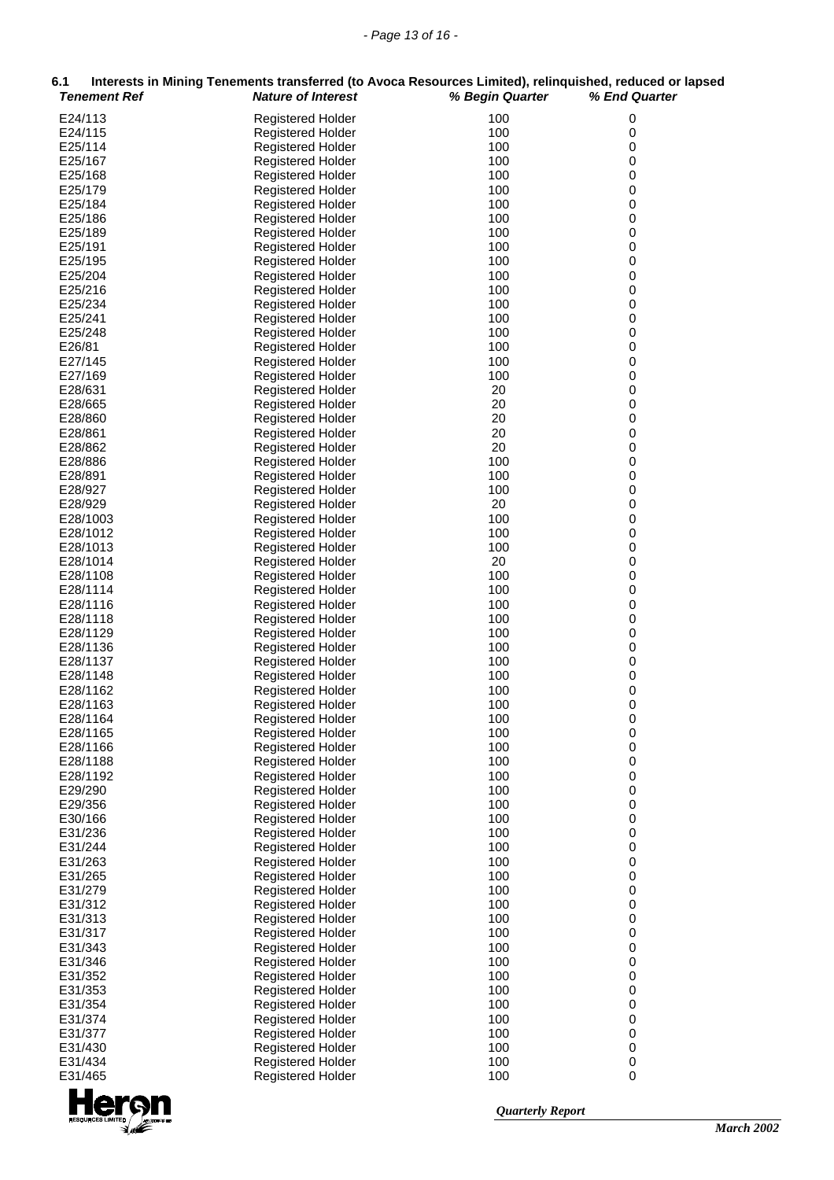### 6.1 Interests in Mining Tenements transferred (to Avoca Resources Limited), relinquished, reduced or lapsed

| *Tenement Ref* | *Nature of Interest* | *% Begin Quarter* | *% End Quarter* |
|---|---|---|---|
| E24/113 | Registered Holder | 100 | 0 |
| E24/115 | Registered Holder | 100 | 0 |
| E25/114 | Registered Holder | 100 | 0 |
| E25/167 | Registered Holder | 100 | 0 |
| E25/168 | Registered Holder | 100 | 0 |
| E25/179 | Registered Holder | 100 | 0 |
| E25/184 | Registered Holder | 100 | 0 |
| E25/186 | Registered Holder | 100 | 0 |
| E25/189 | Registered Holder | 100 | 0 |
| E25/191 | Registered Holder | 100 | 0 |
| E25/195 | Registered Holder | 100 | 0 |
| E25/204 | Registered Holder | 100 | 0 |
| E25/216 | Registered Holder | 100 | 0 |
| E25/234 | Registered Holder | 100 | 0 |
| E25/241 | Registered Holder | 100 | 0 |
| E25/248 | Registered Holder | 100 | 0 |
| E26/81 | Registered Holder | 100 | 0 |
| E27/145 | Registered Holder | 100 | 0 |
| E27/169 | Registered Holder | 100 | 0 |
| E28/631 | Registered Holder | 20 | 0 |
| E28/665 | Registered Holder | 20 | 0 |
| E28/860 | Registered Holder | 20 | 0 |
| E28/861 | Registered Holder | 20 | 0 |
| E28/862 | Registered Holder | 20 | 0 |
| E28/886 | Registered Holder | 100 | 0 |
| E28/891 | Registered Holder | 100 | 0 |
| E28/927 | Registered Holder | 100 | 0 |
| E28/929 | Registered Holder | 20 | 0 |
| E28/1003 | Registered Holder | 100 | 0 |
| E28/1012 | Registered Holder | 100 | 0 |
| E28/1013 | Registered Holder | 100 | 0 |
| E28/1014 | Registered Holder | 20 | 0 |
| E28/1108 | Registered Holder | 100 | 0 |
| E28/1114 | Registered Holder | 100 | 0 |
| E28/1116 | Registered Holder | 100 | 0 |
| E28/1118 | Registered Holder | 100 | 0 |
| E28/1129 | Registered Holder | 100 | 0 |
| E28/1136 | Registered Holder | 100 | 0 |
| E28/1137 | Registered Holder | 100 | 0 |
| E28/1148 | Registered Holder | 100 | 0 |
| E28/1162 | Registered Holder | 100 | 0 |
| E28/1163 | Registered Holder | 100 | 0 |
| E28/1164 | Registered Holder | 100 | 0 |
| E28/1165 | Registered Holder | 100 | 0 |
| E28/1166 | Registered Holder | 100 | 0 |
| E28/1188 | Registered Holder | 100 | 0 |
| E28/1192 | Registered Holder | 100 | 0 |
| E29/290 | Registered Holder | 100 | 0 |
| E29/356 | Registered Holder | 100 | 0 |
| E30/166 | Registered Holder | 100 | 0 |
| E31/236 | Registered Holder | 100 | 0 |
| E31/244 | Registered Holder | 100 | 0 |
| E31/263 | Registered Holder | 100 | 0 |
| E31/265 | Registered Holder | 100 | 0 |
| E31/279 | Registered Holder | 100 | 0 |
| E31/312 | Registered Holder | 100 | 0 |
| E31/313 | Registered Holder | 100 | 0 |
| E31/317 | Registered Holder | 100 | 0 |
| E31/343 | Registered Holder | 100 | 0 |
| E31/346 | Registered Holder | 100 | 0 |
| E31/352 | Registered Holder | 100 | 0 |
| E31/353 | Registered Holder | 100 | 0 |
| E31/354 | Registered Holder | 100 | 0 |
| E31/374 | Registered Holder | 100 | 0 |
| E31/377 | Registered Holder | 100 | 0 |
| E31/430 | Registered Holder | 100 | 0 |
| E31/434 | Registered Holder | 100 | 0 |
| E31/465 | Registered Holder | 100 | 0 |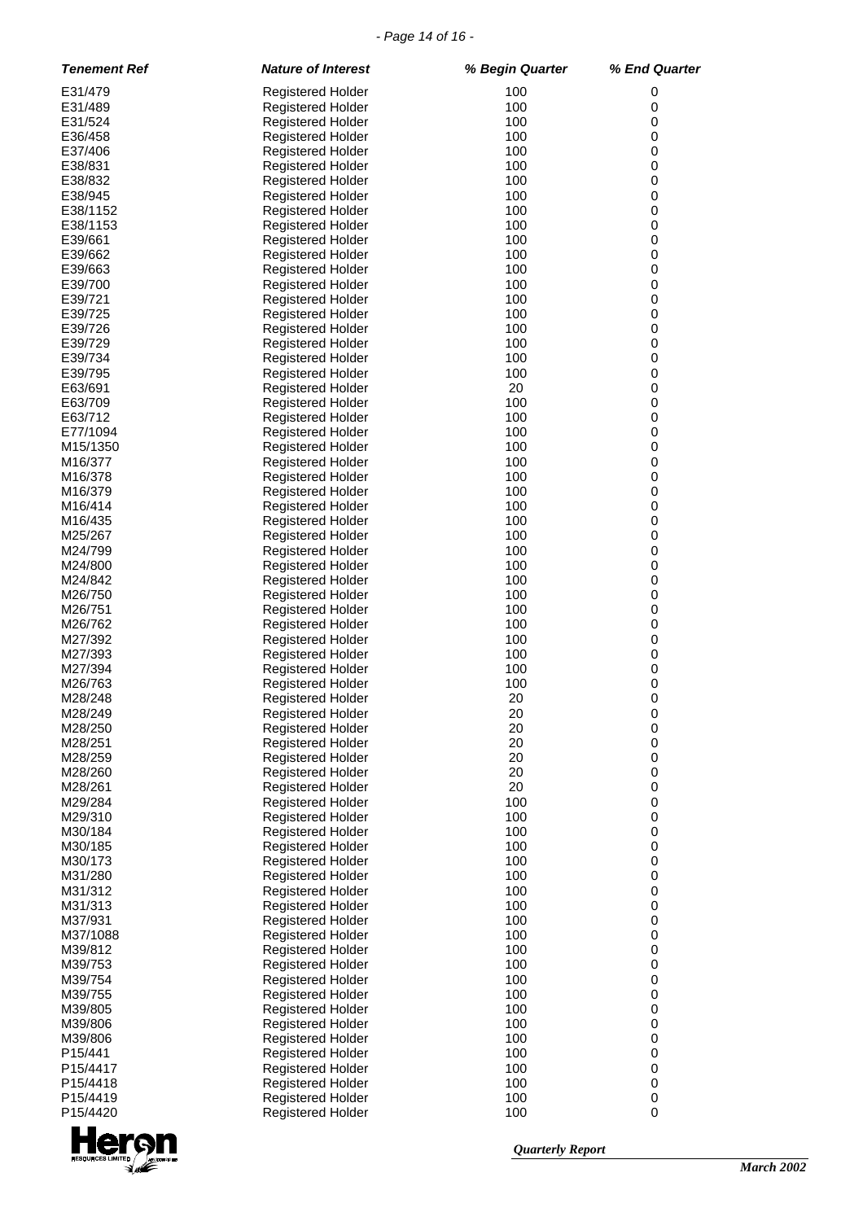| Tenement Ref | Nature of Interest | % Begin Quarter | % End Quarter |
|---|---|---|---|
| E31/479 | Registered Holder | 100 | 0 |
| E31/489 | Registered Holder | 100 | 0 |
| E31/524 | Registered Holder | 100 | 0 |
| E36/458 | Registered Holder | 100 | 0 |
| E37/406 | Registered Holder | 100 | 0 |
| E38/831 | Registered Holder | 100 | 0 |
| E38/832 | Registered Holder | 100 | 0 |
| E38/945 | Registered Holder | 100 | 0 |
| E38/1152 | Registered Holder | 100 | 0 |
| E38/1153 | Registered Holder | 100 | 0 |
| E39/661 | Registered Holder | 100 | 0 |
| E39/662 | Registered Holder | 100 | 0 |
| E39/663 | Registered Holder | 100 | 0 |
| E39/700 | Registered Holder | 100 | 0 |
| E39/721 | Registered Holder | 100 | 0 |
| E39/725 | Registered Holder | 100 | 0 |
| E39/726 | Registered Holder | 100 | 0 |
| E39/729 | Registered Holder | 100 | 0 |
| E39/734 | Registered Holder | 100 | 0 |
| E39/795 | Registered Holder | 100 | 0 |
| E63/691 | Registered Holder | 20 | 0 |
| E63/709 | Registered Holder | 100 | 0 |
| E63/712 | Registered Holder | 100 | 0 |
| E77/1094 | Registered Holder | 100 | 0 |
| M15/1350 | Registered Holder | 100 | 0 |
| M16/377 | Registered Holder | 100 | 0 |
| M16/378 | Registered Holder | 100 | 0 |
| M16/379 | Registered Holder | 100 | 0 |
| M16/414 | Registered Holder | 100 | 0 |
| M16/435 | Registered Holder | 100 | 0 |
| M25/267 | Registered Holder | 100 | 0 |
| M24/799 | Registered Holder | 100 | 0 |
| M24/800 | Registered Holder | 100 | 0 |
| M24/842 | Registered Holder | 100 | 0 |
| M26/750 | Registered Holder | 100 | 0 |
| M26/751 | Registered Holder | 100 | 0 |
| M26/762 | Registered Holder | 100 | 0 |
| M27/392 | Registered Holder | 100 | 0 |
| M27/393 | Registered Holder | 100 | 0 |
| M27/394 | Registered Holder | 100 | 0 |
| M26/763 | Registered Holder | 100 | 0 |
| M28/248 | Registered Holder | 20 | 0 |
| M28/249 | Registered Holder | 20 | 0 |
| M28/250 | Registered Holder | 20 | 0 |
| M28/251 | Registered Holder | 20 | 0 |
| M28/259 | Registered Holder | 20 | 0 |
| M28/260 | Registered Holder | 20 | 0 |
| M28/261 | Registered Holder | 20 | 0 |
| M29/284 | Registered Holder | 100 | 0 |
| M29/310 | Registered Holder | 100 | 0 |
| M30/184 | Registered Holder | 100 | 0 |
| M30/185 | Registered Holder | 100 | 0 |
| M30/173 | Registered Holder | 100 | 0 |
| M31/280 | Registered Holder | 100 | 0 |
| M31/312 | Registered Holder | 100 | 0 |
| M31/313 | Registered Holder | 100 | 0 |
| M37/931 | Registered Holder | 100 | 0 |
| M37/1088 | Registered Holder | 100 | 0 |
| M39/812 | Registered Holder | 100 | 0 |
| M39/753 | Registered Holder | 100 | 0 |
| M39/754 | Registered Holder | 100 | 0 |
| M39/755 | Registered Holder | 100 | 0 |
| M39/805 | Registered Holder | 100 | 0 |
| M39/806 | Registered Holder | 100 | 0 |
| M39/806 | Registered Holder | 100 | 0 |
| P15/441 | Registered Holder | 100 | 0 |
| P15/4417 | Registered Holder | 100 | 0 |
| P15/4418 | Registered Holder | 100 | 0 |
| P15/4419 | Registered Holder | 100 | 0 |
| P15/4420 | Registered Holder | 100 | 0 |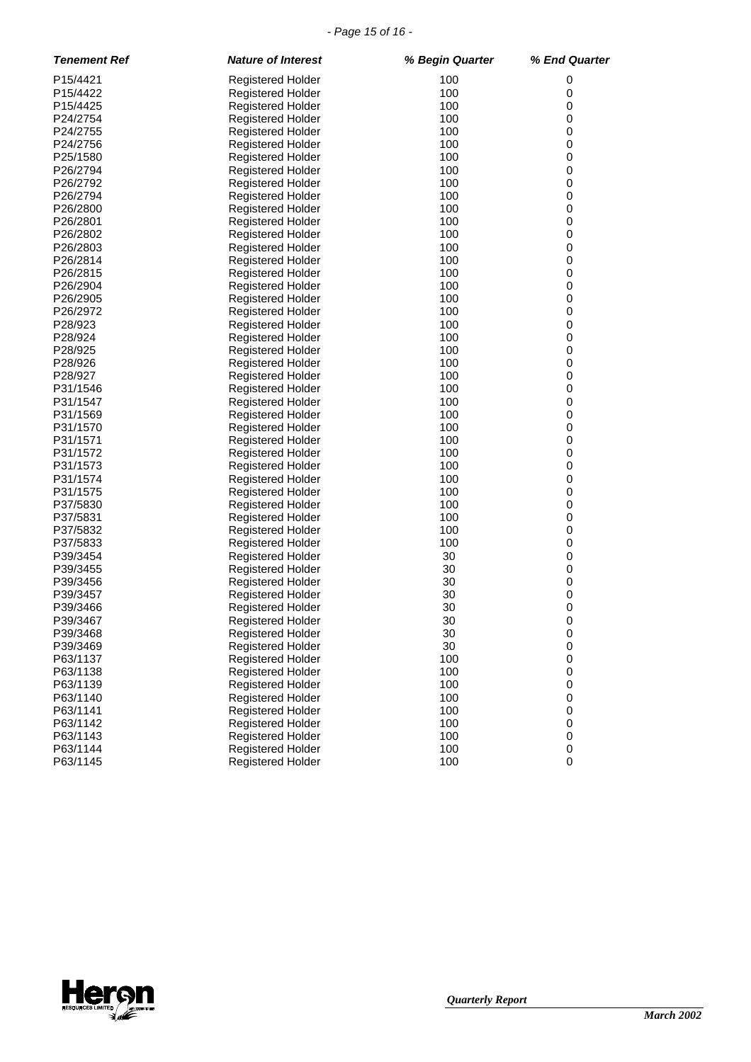| *Tenement Ref* | *Nature of Interest* | *% Begin Quarter* | *% End Quarter* |
|---|---|---|---|
| P15/4421 | Registered Holder | 100 | 0 |
| P15/4422 | Registered Holder | 100 | 0 |
| P15/4425 | Registered Holder | 100 | 0 |
| P24/2754 | Registered Holder | 100 | 0 |
| P24/2755 | Registered Holder | 100 | 0 |
| P24/2756 | Registered Holder | 100 | 0 |
| P25/1580 | Registered Holder | 100 | 0 |
| P26/2794 | Registered Holder | 100 | 0 |
| P26/2792 | Registered Holder | 100 | 0 |
| P26/2794 | Registered Holder | 100 | 0 |
| P26/2800 | Registered Holder | 100 | 0 |
| P26/2801 | Registered Holder | 100 | 0 |
| P26/2802 | Registered Holder | 100 | 0 |
| P26/2803 | Registered Holder | 100 | 0 |
| P26/2814 | Registered Holder | 100 | 0 |
| P26/2815 | Registered Holder | 100 | 0 |
| P26/2904 | Registered Holder | 100 | 0 |
| P26/2905 | Registered Holder | 100 | 0 |
| P26/2972 | Registered Holder | 100 | 0 |
| P28/923 | Registered Holder | 100 | 0 |
| P28/924 | Registered Holder | 100 | 0 |
| P28/925 | Registered Holder | 100 | 0 |
| P28/926 | Registered Holder | 100 | 0 |
| P28/927 | Registered Holder | 100 | 0 |
| P31/1546 | Registered Holder | 100 | 0 |
| P31/1547 | Registered Holder | 100 | 0 |
| P31/1569 | Registered Holder | 100 | 0 |
| P31/1570 | Registered Holder | 100 | 0 |
| P31/1571 | Registered Holder | 100 | 0 |
| P31/1572 | Registered Holder | 100 | 0 |
| P31/1573 | Registered Holder | 100 | 0 |
| P31/1574 | Registered Holder | 100 | 0 |
| P31/1575 | Registered Holder | 100 | 0 |
| P37/5830 | Registered Holder | 100 | 0 |
| P37/5831 | Registered Holder | 100 | 0 |
| P37/5832 | Registered Holder | 100 | 0 |
| P37/5833 | Registered Holder | 100 | 0 |
| P39/3454 | Registered Holder | 30 | 0 |
| P39/3455 | Registered Holder | 30 | 0 |
| P39/3456 | Registered Holder | 30 | 0 |
| P39/3457 | Registered Holder | 30 | 0 |
| P39/3466 | Registered Holder | 30 | 0 |
| P39/3467 | Registered Holder | 30 | 0 |
| P39/3468 | Registered Holder | 30 | 0 |
| P39/3469 | Registered Holder | 30 | 0 |
| P63/1137 | Registered Holder | 100 | 0 |
| P63/1138 | Registered Holder | 100 | 0 |
| P63/1139 | Registered Holder | 100 | 0 |
| P63/1140 | Registered Holder | 100 | 0 |
| P63/1141 | Registered Holder | 100 | 0 |
| P63/1142 | Registered Holder | 100 | 0 |
| P63/1143 | Registered Holder | 100 | 0 |
| P63/1144 | Registered Holder | 100 | 0 |
| P63/1145 | Registered Holder | 100 | 0 |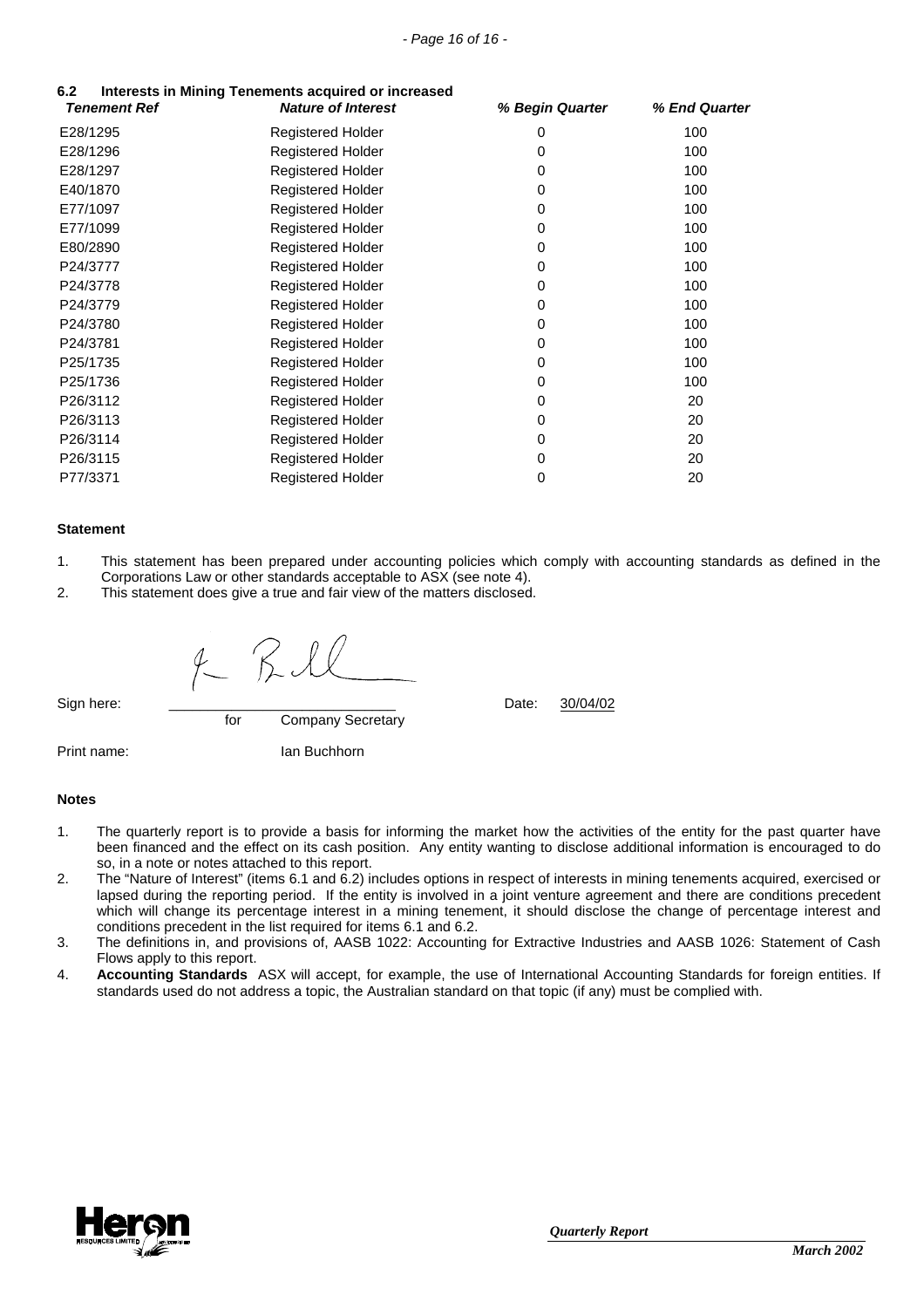## 6.2 Interests in Mining Tenements acquired or increased

| *Tenement Ref* | *Nature of Interest* | *% Begin Quarter* | *% End Quarter* |
|---|---|---|---|
| E28/1295 | Registered Holder | 0 | 100 |
| E28/1296 | Registered Holder | 0 | 100 |
| E28/1297 | Registered Holder | 0 | 100 |
| E40/1870 | Registered Holder | 0 | 100 |
| E77/1097 | Registered Holder | 0 | 100 |
| E77/1099 | Registered Holder | 0 | 100 |
| E80/2890 | Registered Holder | 0 | 100 |
| P24/3777 | Registered Holder | 0 | 100 |
| P24/3778 | Registered Holder | 0 | 100 |
| P24/3779 | Registered Holder | 0 | 100 |
| P24/3780 | Registered Holder | 0 | 100 |
| P24/3781 | Registered Holder | 0 | 100 |
| P25/1735 | Registered Holder | 0 | 100 |
| P25/1736 | Registered Holder | 0 | 100 |
| P26/3112 | Registered Holder | 0 | 20 |
| P26/3113 | Registered Holder | 0 | 20 |
| P26/3114 | Registered Holder | 0 | 20 |
| P26/3115 | Registered Holder | 0 | 20 |
| P77/3371 | Registered Holder | 0 | 20 |

**Statement**

1. This statement has been prepared under accounting policies which comply with accounting standards as defined in the Corporations Law or other standards acceptable to ASX (see note 4).
2. This statement does give a true and fair view of the matters disclosed.

Sign here: ______________________________ Date: 30/04/02
for Company Secretary

Print name: Ian Buchhorn

**Notes**

1. The quarterly report is to provide a basis for informing the market how the activities of the entity for the past quarter have been financed and the effect on its cash position. Any entity wanting to disclose additional information is encouraged to do so, in a note or notes attached to this report.
2. The "Nature of Interest" (items 6.1 and 6.2) includes options in respect of interests in mining tenements acquired, exercised or lapsed during the reporting period. If the entity is involved in a joint venture agreement and there are conditions precedent which will change its percentage interest in a mining tenement, it should disclose the change of percentage interest and conditions precedent in the list required for items 6.1 and 6.2.
3. The definitions in, and provisions of, AASB 1022: Accounting for Extractive Industries and AASB 1026: Statement of Cash Flows apply to this report.
4. **Accounting Standards** ASX will accept, for example, the use of International Accounting Standards for foreign entities. If standards used do not address a topic, the Australian standard on that topic (if any) must be complied with.